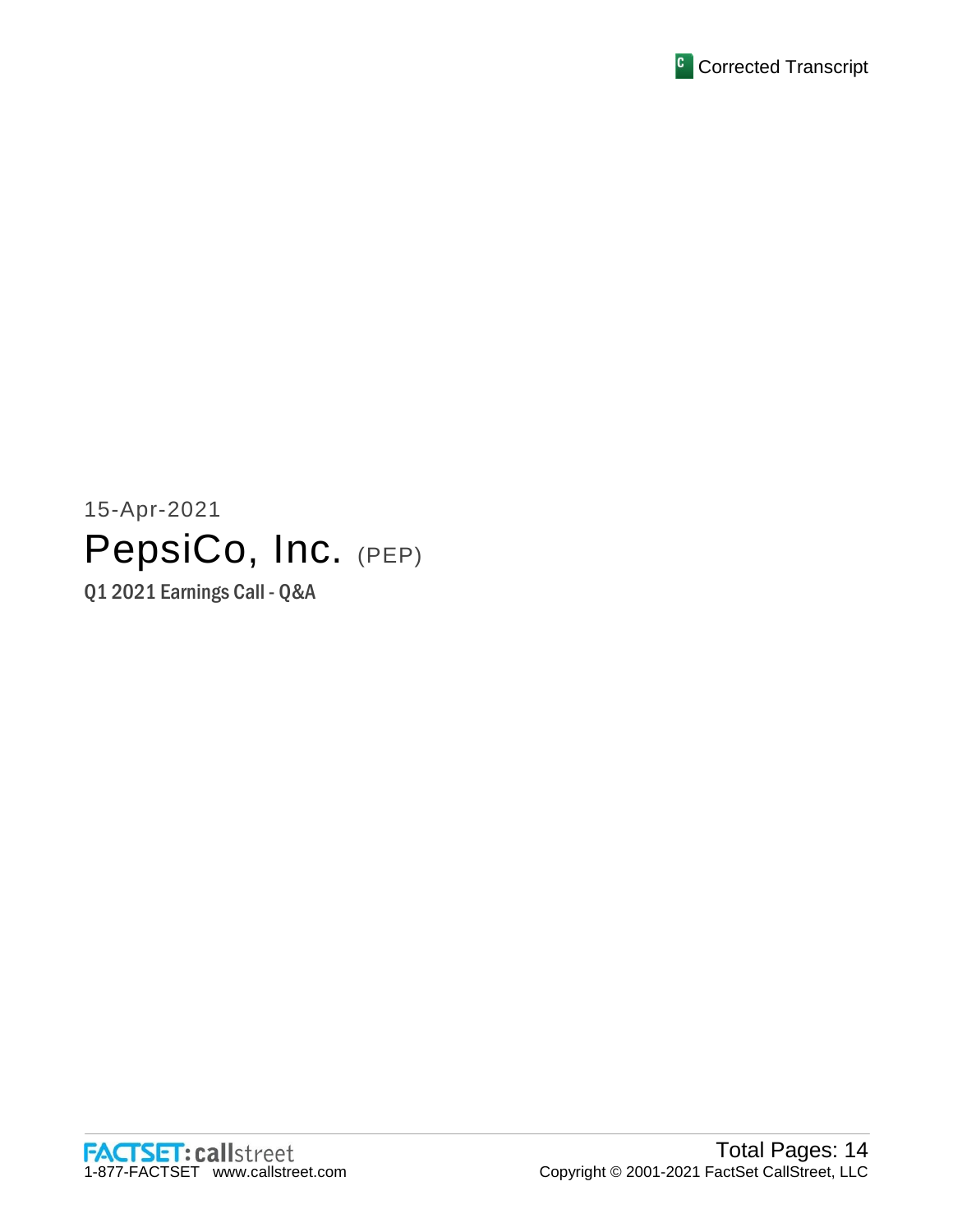Corrected Transcript

15-Apr-2021

# PepsiCo, Inc. (PEP)

## Q1 2021 Earnings Call - Q&A

FACTSET: callstreet
1-877-FACTSET www.callstreet.com

Total Pages: 14
Copyright © 2001-2021 FactSet CallStreet, LLC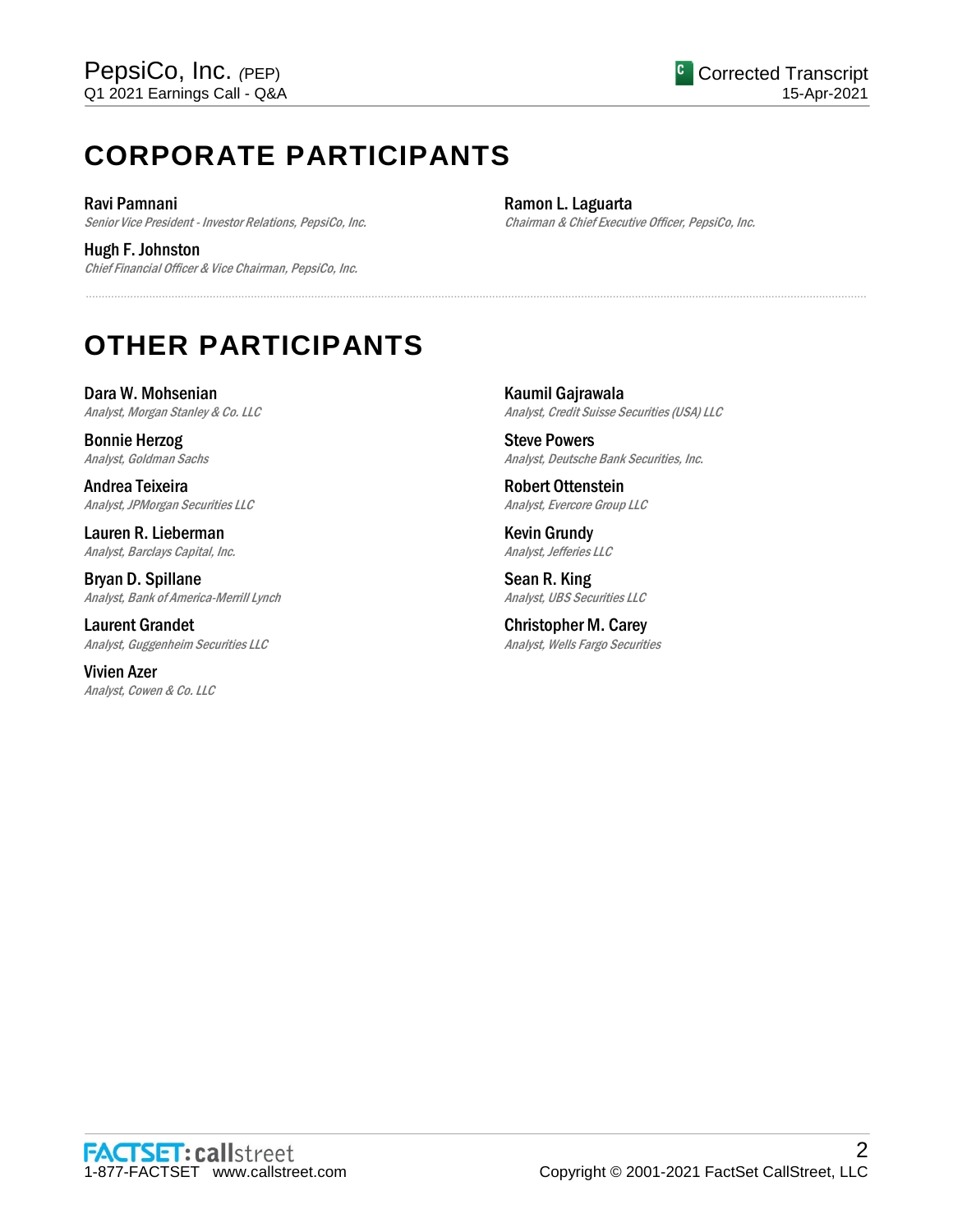# CORPORATE PARTICIPANTS

**Ravi Pamnani**
*Senior Vice President - Investor Relations, PepsiCo, Inc.*

**Hugh F. Johnston**
*Chief Financial Officer & Vice Chairman, PepsiCo, Inc.*

**Ramon L. Laguarta**
*Chairman & Chief Executive Officer, PepsiCo, Inc.*

# OTHER PARTICIPANTS

**Dara W. Mohsenian**
*Analyst, Morgan Stanley & Co. LLC*

**Bonnie Herzog**
*Analyst, Goldman Sachs*

**Andrea Teixeira**
*Analyst, JPMorgan Securities LLC*

**Lauren R. Lieberman**
*Analyst, Barclays Capital, Inc.*

**Bryan D. Spillane**
*Analyst, Bank of America-Merrill Lynch*

**Laurent Grandet**
*Analyst, Guggenheim Securities LLC*

**Vivien Azer**
*Analyst, Cowen & Co. LLC*

**Kaumil Gajrawala**
*Analyst, Credit Suisse Securities (USA) LLC*

**Steve Powers**
*Analyst, Deutsche Bank Securities, Inc.*

**Robert Ottenstein**
*Analyst, Evercore Group LLC*

**Kevin Grundy**
*Analyst, Jefferies LLC*

**Sean R. King**
*Analyst, UBS Securities LLC*

**Christopher M. Carey**
*Analyst, Wells Fargo Securities*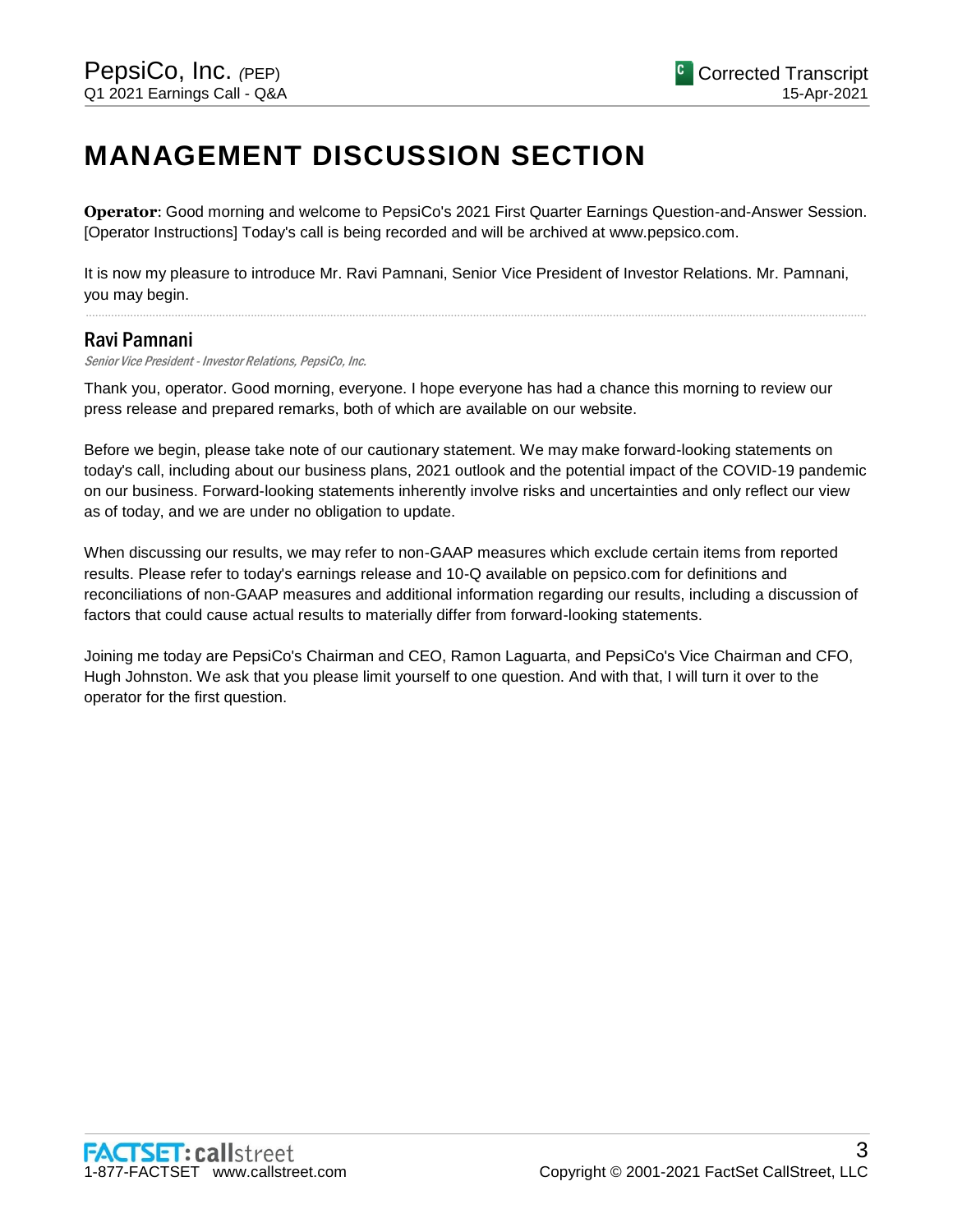# MANAGEMENT DISCUSSION SECTION

**Operator**: Good morning and welcome to PepsiCo's 2021 First Quarter Earnings Question-and-Answer Session. [Operator Instructions] Today's call is being recorded and will be archived at www.pepsico.com.

It is now my pleasure to introduce Mr. Ravi Pamnani, Senior Vice President of Investor Relations. Mr. Pamnani, you may begin.

---

## Ravi Pamnani

*Senior Vice President - Investor Relations, PepsiCo, Inc.*

Thank you, operator. Good morning, everyone. I hope everyone has had a chance this morning to review our press release and prepared remarks, both of which are available on our website.

Before we begin, please take note of our cautionary statement. We may make forward-looking statements on today's call, including about our business plans, 2021 outlook and the potential impact of the COVID-19 pandemic on our business. Forward-looking statements inherently involve risks and uncertainties and only reflect our view as of today, and we are under no obligation to update.

When discussing our results, we may refer to non-GAAP measures which exclude certain items from reported results. Please refer to today's earnings release and 10-Q available on pepsico.com for definitions and reconciliations of non-GAAP measures and additional information regarding our results, including a discussion of factors that could cause actual results to materially differ from forward-looking statements.

Joining me today are PepsiCo's Chairman and CEO, Ramon Laguarta, and PepsiCo's Vice Chairman and CFO, Hugh Johnston. We ask that you please limit yourself to one question. And with that, I will turn it over to the operator for the first question.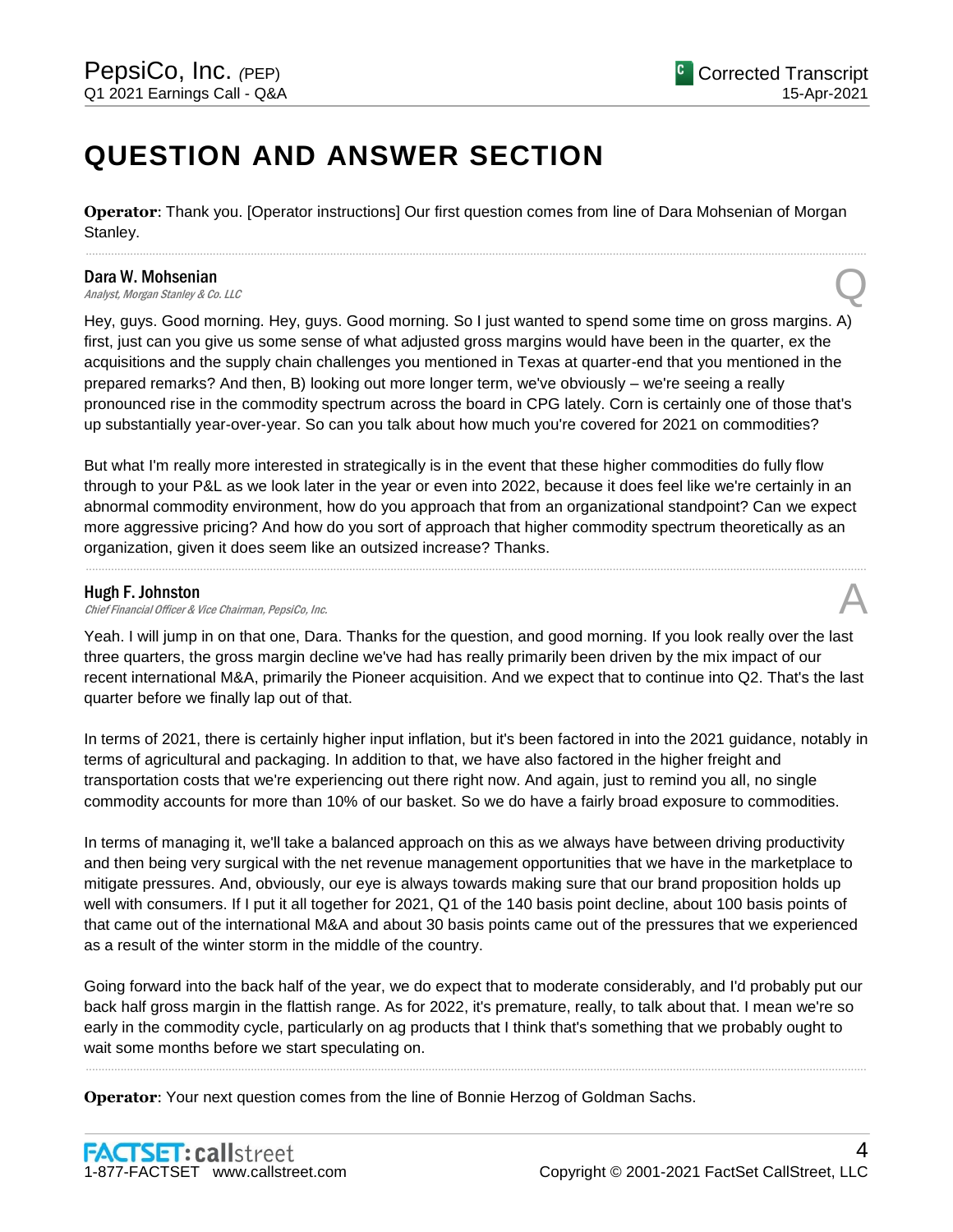# QUESTION AND ANSWER SECTION

**Operator**: Thank you. [Operator instructions] Our first question comes from line of Dara Mohsenian of Morgan Stanley.

---

**Dara W. Mohsenian**
*Analyst, Morgan Stanley & Co. LLC*

Q

Hey, guys. Good morning. Hey, guys. Good morning. So I just wanted to spend some time on gross margins. A) first, just can you give us some sense of what adjusted gross margins would have been in the quarter, ex the acquisitions and the supply chain challenges you mentioned in Texas at quarter-end that you mentioned in the prepared remarks? And then, B) looking out more longer term, we've obviously – we're seeing a really pronounced rise in the commodity spectrum across the board in CPG lately. Corn is certainly one of those that's up substantially year-over-year. So can you talk about how much you're covered for 2021 on commodities?

But what I'm really more interested in strategically is in the event that these higher commodities do fully flow through to your P&L as we look later in the year or even into 2022, because it does feel like we're certainly in an abnormal commodity environment, how do you approach that from an organizational standpoint? Can we expect more aggressive pricing? And how do you sort of approach that higher commodity spectrum theoretically as an organization, given it does seem like an outsized increase? Thanks.

---

**Hugh F. Johnston**
*Chief Financial Officer & Vice Chairman, PepsiCo, Inc.*

A

Yeah. I will jump in on that one, Dara. Thanks for the question, and good morning. If you look really over the last three quarters, the gross margin decline we've had has really primarily been driven by the mix impact of our recent international M&A, primarily the Pioneer acquisition. And we expect that to continue into Q2. That's the last quarter before we finally lap out of that.

In terms of 2021, there is certainly higher input inflation, but it's been factored in into the 2021 guidance, notably in terms of agricultural and packaging. In addition to that, we have also factored in the higher freight and transportation costs that we're experiencing out there right now. And again, just to remind you all, no single commodity accounts for more than 10% of our basket. So we do have a fairly broad exposure to commodities.

In terms of managing it, we'll take a balanced approach on this as we always have between driving productivity and then being very surgical with the net revenue management opportunities that we have in the marketplace to mitigate pressures. And, obviously, our eye is always towards making sure that our brand proposition holds up well with consumers. If I put it all together for 2021, Q1 of the 140 basis point decline, about 100 basis points of that came out of the international M&A and about 30 basis points came out of the pressures that we experienced as a result of the winter storm in the middle of the country.

Going forward into the back half of the year, we do expect that to moderate considerably, and I'd probably put our back half gross margin in the flattish range. As for 2022, it's premature, really, to talk about that. I mean we're so early in the commodity cycle, particularly on ag products that I think that's something that we probably ought to wait some months before we start speculating on.

---

**Operator**: Your next question comes from the line of Bonnie Herzog of Goldman Sachs.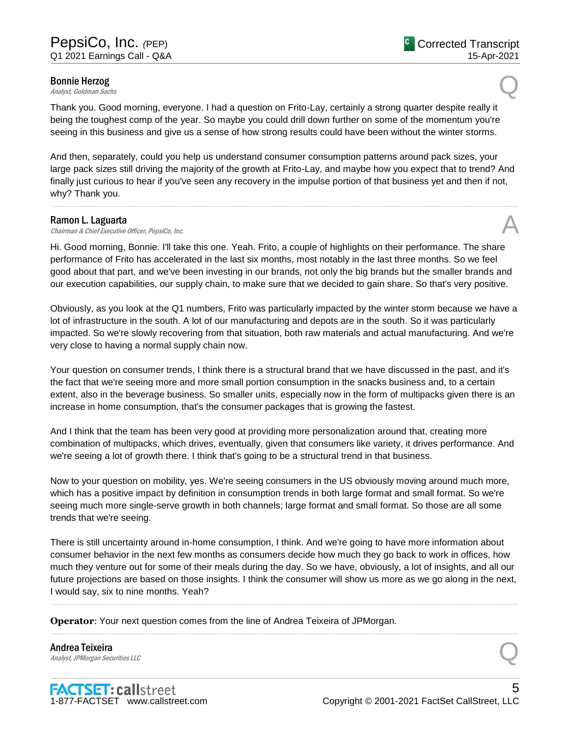**Bonnie Herzog**
*Analyst, Goldman Sachs*

Q

Thank you. Good morning, everyone. I had a question on Frito-Lay, certainly a strong quarter despite really it being the toughest comp of the year. So maybe you could drill down further on some of the momentum you're seeing in this business and give us a sense of how strong results could have been without the winter storms.

And then, separately, could you help us understand consumer consumption patterns around pack sizes, your large pack sizes still driving the majority of the growth at Frito-Lay, and maybe how you expect that to trend? And finally just curious to hear if you've seen any recovery in the impulse portion of that business yet and then if not, why? Thank you.

---

**Ramon L. Laguarta**
*Chairman & Chief Executive Officer, PepsiCo, Inc.*

A

Hi. Good morning, Bonnie. I'll take this one. Yeah. Frito, a couple of highlights on their performance. The share performance of Frito has accelerated in the last six months, most notably in the last three months. So we feel good about that part, and we've been investing in our brands, not only the big brands but the smaller brands and our execution capabilities, our supply chain, to make sure that we decided to gain share. So that's very positive.

Obviously, as you look at the Q1 numbers, Frito was particularly impacted by the winter storm because we have a lot of infrastructure in the south. A lot of our manufacturing and depots are in the south. So it was particularly impacted. So we're slowly recovering from that situation, both raw materials and actual manufacturing. And we're very close to having a normal supply chain now.

Your question on consumer trends, I think there is a structural brand that we have discussed in the past, and it's the fact that we're seeing more and more small portion consumption in the snacks business and, to a certain extent, also in the beverage business. So smaller units, especially now in the form of multipacks given there is an increase in home consumption, that's the consumer packages that is growing the fastest.

And I think that the team has been very good at providing more personalization around that, creating more combination of multipacks, which drives, eventually, given that consumers like variety, it drives performance. And we're seeing a lot of growth there. I think that's going to be a structural trend in that business.

Now to your question on mobility, yes. We're seeing consumers in the US obviously moving around much more, which has a positive impact by definition in consumption trends in both large format and small format. So we're seeing much more single-serve growth in both channels; large format and small format. So those are all some trends that we're seeing.

There is still uncertainty around in-home consumption, I think. And we're going to have more information about consumer behavior in the next few months as consumers decide how much they go back to work in offices, how much they venture out for some of their meals during the day. So we have, obviously, a lot of insights, and all our future projections are based on those insights. I think the consumer will show us more as we go along in the next, I would say, six to nine months. Yeah?

---

**Operator**: Your next question comes from the line of Andrea Teixeira of JPMorgan.

---

**Andrea Teixeira**
*Analyst, JPMorgan Securities LLC*

Q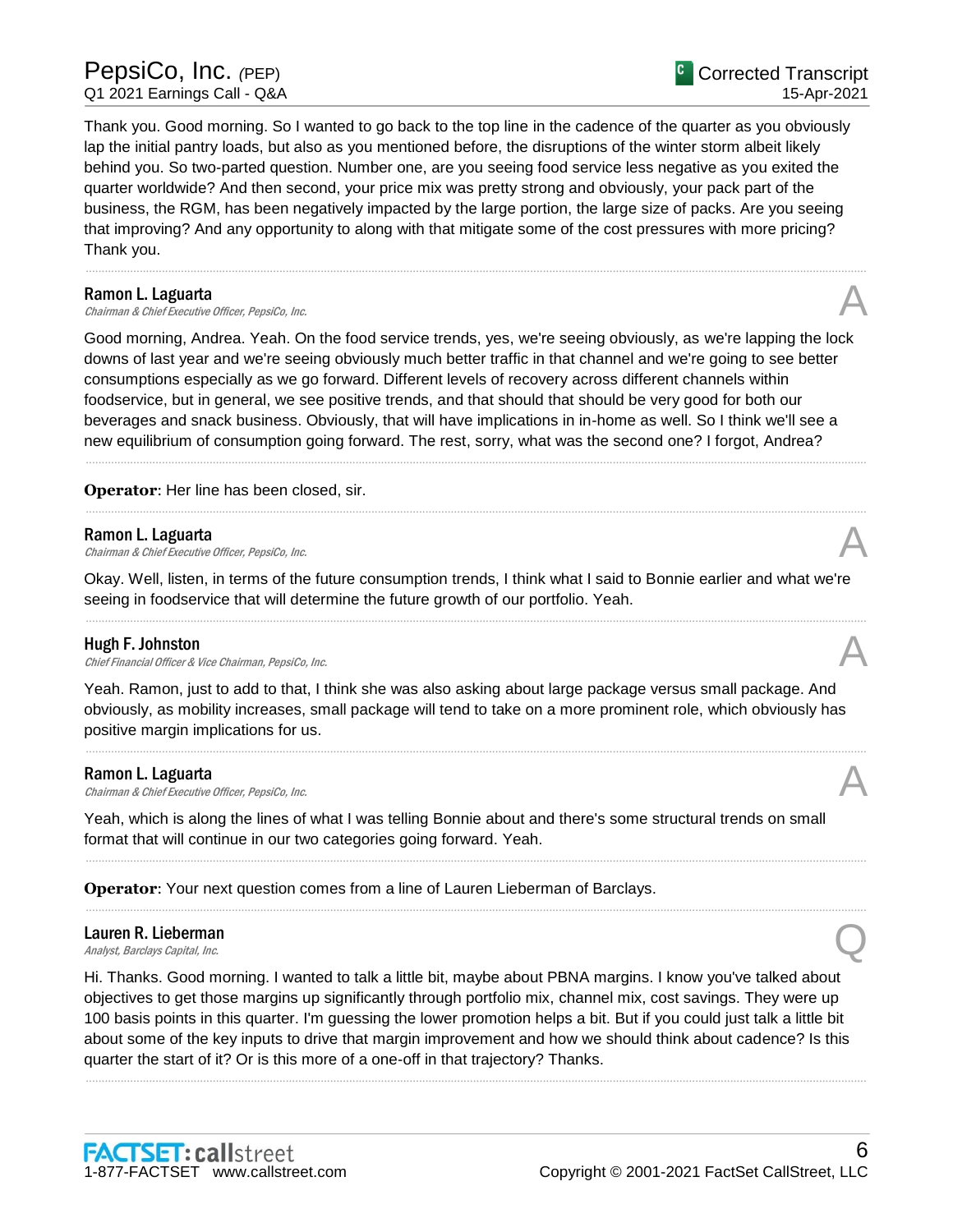Thank you. Good morning. So I wanted to go back to the top line in the cadence of the quarter as you obviously lap the initial pantry loads, but also as you mentioned before, the disruptions of the winter storm albeit likely behind you. So two-parted question. Number one, are you seeing food service less negative as you exited the quarter worldwide? And then second, your price mix was pretty strong and obviously, your pack part of the business, the RGM, has been negatively impacted by the large portion, the large size of packs. Are you seeing that improving? And any opportunity to along with that mitigate some of the cost pressures with more pricing? Thank you.

---

**Ramon L. Laguarta**
*Chairman & Chief Executive Officer, PepsiCo, Inc.*

A

Good morning, Andrea. Yeah. On the food service trends, yes, we're seeing obviously, as we're lapping the lock downs of last year and we're seeing obviously much better traffic in that channel and we're going to see better consumptions especially as we go forward. Different levels of recovery across different channels within foodservice, but in general, we see positive trends, and that should that should be very good for both our beverages and snack business. Obviously, that will have implications in in-home as well. So I think we'll see a new equilibrium of consumption going forward. The rest, sorry, what was the second one? I forgot, Andrea?

---

**Operator**: Her line has been closed, sir.

---

**Ramon L. Laguarta**
*Chairman & Chief Executive Officer, PepsiCo, Inc.*

A

Okay. Well, listen, in terms of the future consumption trends, I think what I said to Bonnie earlier and what we're seeing in foodservice that will determine the future growth of our portfolio. Yeah.

---

**Hugh F. Johnston**
*Chief Financial Officer & Vice Chairman, PepsiCo, Inc.*

A

Yeah. Ramon, just to add to that, I think she was also asking about large package versus small package. And obviously, as mobility increases, small package will tend to take on a more prominent role, which obviously has positive margin implications for us.

---

**Ramon L. Laguarta**
*Chairman & Chief Executive Officer, PepsiCo, Inc.*

A

Yeah, which is along the lines of what I was telling Bonnie about and there's some structural trends on small format that will continue in our two categories going forward. Yeah.

---

**Operator**: Your next question comes from a line of Lauren Lieberman of Barclays.

---

**Lauren R. Lieberman**
*Analyst, Barclays Capital, Inc.*

Q

Hi. Thanks. Good morning. I wanted to talk a little bit, maybe about PBNA margins. I know you've talked about objectives to get those margins up significantly through portfolio mix, channel mix, cost savings. They were up 100 basis points in this quarter. I'm guessing the lower promotion helps a bit. But if you could just talk a little bit about some of the key inputs to drive that margin improvement and how we should think about cadence? Is this quarter the start of it? Or is this more of a one-off in that trajectory? Thanks.

---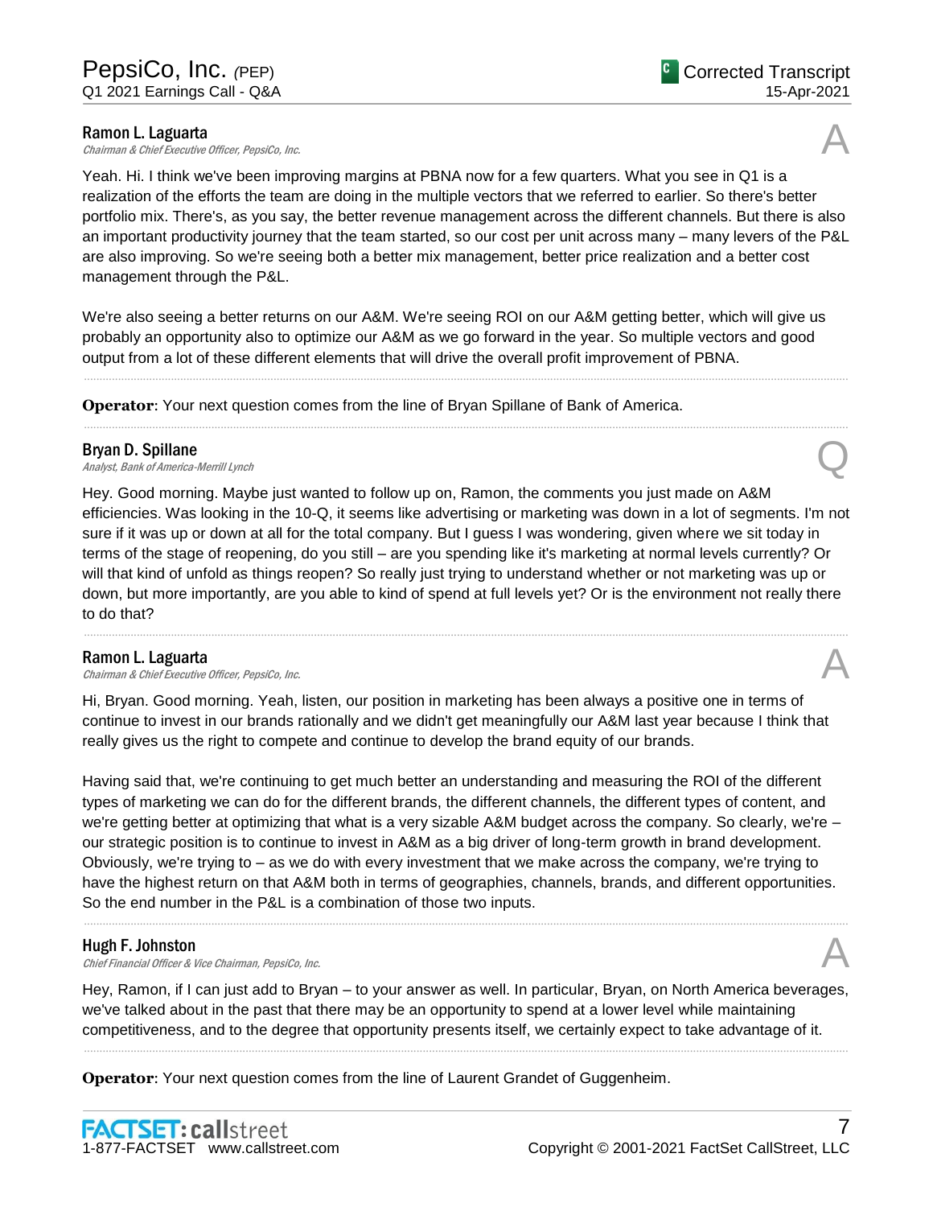**Ramon L. Laguarta**
*Chairman & Chief Executive Officer, PepsiCo, Inc.*

A

Yeah. Hi. I think we've been improving margins at PBNA now for a few quarters. What you see in Q1 is a realization of the efforts the team are doing in the multiple vectors that we referred to earlier. So there's better portfolio mix. There's, as you say, the better revenue management across the different channels. But there is also an important productivity journey that the team started, so our cost per unit across many – many levers of the P&L are also improving. So we're seeing both a better mix management, better price realization and a better cost management through the P&L.

We're also seeing a better returns on our A&M. We're seeing ROI on our A&M getting better, which will give us probably an opportunity also to optimize our A&M as we go forward in the year. So multiple vectors and good output from a lot of these different elements that will drive the overall profit improvement of PBNA.

---

**Operator**: Your next question comes from the line of Bryan Spillane of Bank of America.

---

**Bryan D. Spillane**
*Analyst, Bank of America-Merrill Lynch*

Q

Hey. Good morning. Maybe just wanted to follow up on, Ramon, the comments you just made on A&M efficiencies. Was looking in the 10-Q, it seems like advertising or marketing was down in a lot of segments. I'm not sure if it was up or down at all for the total company. But I guess I was wondering, given where we sit today in terms of the stage of reopening, do you still – are you spending like it's marketing at normal levels currently? Or will that kind of unfold as things reopen? So really just trying to understand whether or not marketing was up or down, but more importantly, are you able to kind of spend at full levels yet? Or is the environment not really there to do that?

---

**Ramon L. Laguarta**
*Chairman & Chief Executive Officer, PepsiCo, Inc.*

A

Hi, Bryan. Good morning. Yeah, listen, our position in marketing has been always a positive one in terms of continue to invest in our brands rationally and we didn't get meaningfully our A&M last year because I think that really gives us the right to compete and continue to develop the brand equity of our brands.

Having said that, we're continuing to get much better an understanding and measuring the ROI of the different types of marketing we can do for the different brands, the different channels, the different types of content, and we're getting better at optimizing that what is a very sizable A&M budget across the company. So clearly, we're – our strategic position is to continue to invest in A&M as a big driver of long-term growth in brand development. Obviously, we're trying to – as we do with every investment that we make across the company, we're trying to have the highest return on that A&M both in terms of geographies, channels, brands, and different opportunities. So the end number in the P&L is a combination of those two inputs.

---

**Hugh F. Johnston**
*Chief Financial Officer & Vice Chairman, PepsiCo, Inc.*

A

Hey, Ramon, if I can just add to Bryan – to your answer as well. In particular, Bryan, on North America beverages, we've talked about in the past that there may be an opportunity to spend at a lower level while maintaining competitiveness, and to the degree that opportunity presents itself, we certainly expect to take advantage of it.

---

**Operator**: Your next question comes from the line of Laurent Grandet of Guggenheim.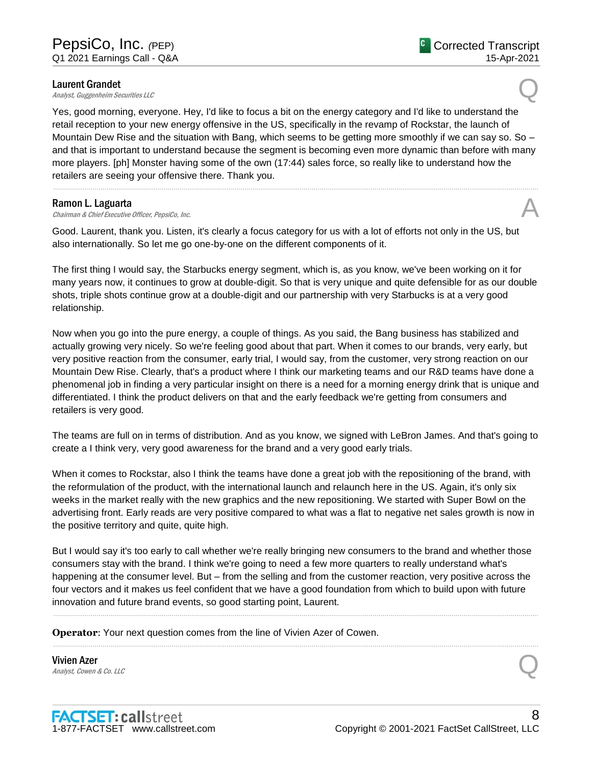**Laurent Grandet**
*Analyst, Guggenheim Securities LLC*

Q

Yes, good morning, everyone. Hey, I'd like to focus a bit on the energy category and I'd like to understand the retail reception to your new energy offensive in the US, specifically in the revamp of Rockstar, the launch of Mountain Dew Rise and the situation with Bang, which seems to be getting more smoothly if we can say so. So – and that is important to understand because the segment is becoming even more dynamic than before with many more players. [ph] Monster having some of the own (17:44) sales force, so really like to understand how the retailers are seeing your offensive there. Thank you.

---

**Ramon L. Laguarta**
*Chairman & Chief Executive Officer, PepsiCo, Inc.*

A

Good. Laurent, thank you. Listen, it's clearly a focus category for us with a lot of efforts not only in the US, but also internationally. So let me go one-by-one on the different components of it.

The first thing I would say, the Starbucks energy segment, which is, as you know, we've been working on it for many years now, it continues to grow at double-digit. So that is very unique and quite defensible for as our double shots, triple shots continue grow at a double-digit and our partnership with very Starbucks is at a very good relationship.

Now when you go into the pure energy, a couple of things. As you said, the Bang business has stabilized and actually growing very nicely. So we're feeling good about that part. When it comes to our brands, very early, but very positive reaction from the consumer, early trial, I would say, from the customer, very strong reaction on our Mountain Dew Rise. Clearly, that's a product where I think our marketing teams and our R&D teams have done a phenomenal job in finding a very particular insight on there is a need for a morning energy drink that is unique and differentiated. I think the product delivers on that and the early feedback we're getting from consumers and retailers is very good.

The teams are full on in terms of distribution. And as you know, we signed with LeBron James. And that's going to create a I think very, very good awareness for the brand and a very good early trials.

When it comes to Rockstar, also I think the teams have done a great job with the repositioning of the brand, with the reformulation of the product, with the international launch and relaunch here in the US. Again, it's only six weeks in the market really with the new graphics and the new repositioning. We started with Super Bowl on the advertising front. Early reads are very positive compared to what was a flat to negative net sales growth is now in the positive territory and quite, quite high.

But I would say it's too early to call whether we're really bringing new consumers to the brand and whether those consumers stay with the brand. I think we're going to need a few more quarters to really understand what's happening at the consumer level. But – from the selling and from the customer reaction, very positive across the four vectors and it makes us feel confident that we have a good foundation from which to build upon with future innovation and future brand events, so good starting point, Laurent.

---

**Operator**: Your next question comes from the line of Vivien Azer of Cowen.

---

**Vivien Azer**
*Analyst, Cowen & Co. LLC*

Q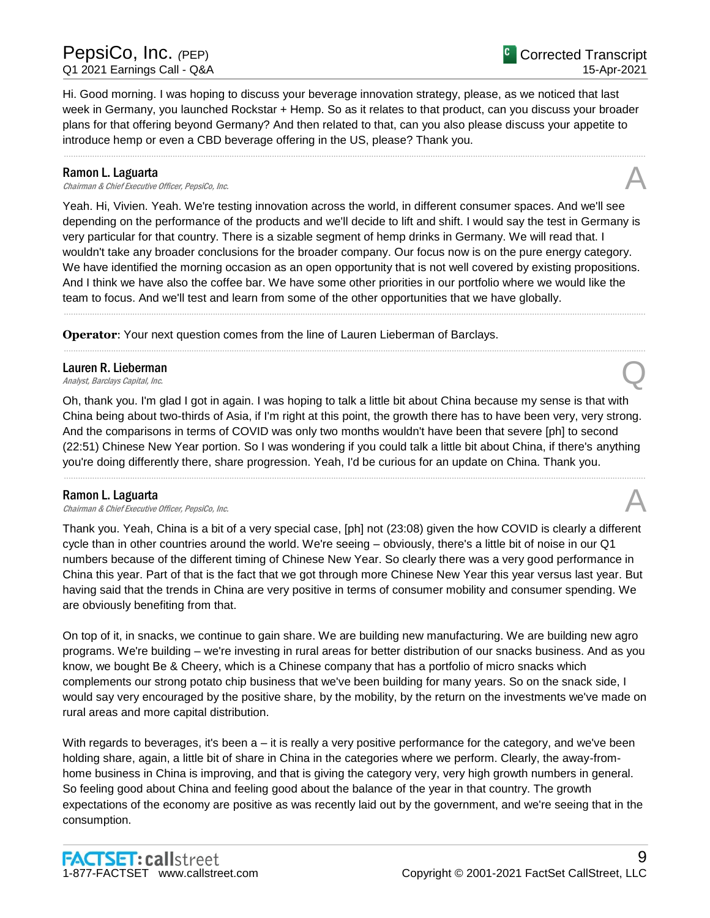Hi. Good morning. I was hoping to discuss your beverage innovation strategy, please, as we noticed that last week in Germany, you launched Rockstar + Hemp. So as it relates to that product, can you discuss your broader plans for that offering beyond Germany? And then related to that, can you also please discuss your appetite to introduce hemp or even a CBD beverage offering in the US, please? Thank you.

---

**Ramon L. Laguarta**
*Chairman & Chief Executive Officer, PepsiCo, Inc.*

A

Yeah. Hi, Vivien. Yeah. We're testing innovation across the world, in different consumer spaces. And we'll see depending on the performance of the products and we'll decide to lift and shift. I would say the test in Germany is very particular for that country. There is a sizable segment of hemp drinks in Germany. We will read that. I wouldn't take any broader conclusions for the broader company. Our focus now is on the pure energy category. We have identified the morning occasion as an open opportunity that is not well covered by existing propositions. And I think we have also the coffee bar. We have some other priorities in our portfolio where we would like the team to focus. And we'll test and learn from some of the other opportunities that we have globally.

---

**Operator**: Your next question comes from the line of Lauren Lieberman of Barclays.

---

**Lauren R. Lieberman**
*Analyst, Barclays Capital, Inc.*

Q

Oh, thank you. I'm glad I got in again. I was hoping to talk a little bit about China because my sense is that with China being about two-thirds of Asia, if I'm right at this point, the growth there has to have been very, very strong. And the comparisons in terms of COVID was only two months wouldn't have been that severe [ph] to second (22:51) Chinese New Year portion. So I was wondering if you could talk a little bit about China, if there's anything you're doing differently there, share progression. Yeah, I'd be curious for an update on China. Thank you.

---

**Ramon L. Laguarta**
*Chairman & Chief Executive Officer, PepsiCo, Inc.*

A

Thank you. Yeah, China is a bit of a very special case, [ph] not (23:08) given the how COVID is clearly a different cycle than in other countries around the world. We're seeing – obviously, there's a little bit of noise in our Q1 numbers because of the different timing of Chinese New Year. So clearly there was a very good performance in China this year. Part of that is the fact that we got through more Chinese New Year this year versus last year. But having said that the trends in China are very positive in terms of consumer mobility and consumer spending. We are obviously benefiting from that.

On top of it, in snacks, we continue to gain share. We are building new manufacturing. We are building new agro programs. We're building – we're investing in rural areas for better distribution of our snacks business. And as you know, we bought Be & Cheery, which is a Chinese company that has a portfolio of micro snacks which complements our strong potato chip business that we've been building for many years. So on the snack side, I would say very encouraged by the positive share, by the mobility, by the return on the investments we've made on rural areas and more capital distribution.

With regards to beverages, it's been a – it is really a very positive performance for the category, and we've been holding share, again, a little bit of share in China in the categories where we perform. Clearly, the away-from-home business in China is improving, and that is giving the category very, very high growth numbers in general. So feeling good about China and feeling good about the balance of the year in that country. The growth expectations of the economy are positive as was recently laid out by the government, and we're seeing that in the consumption.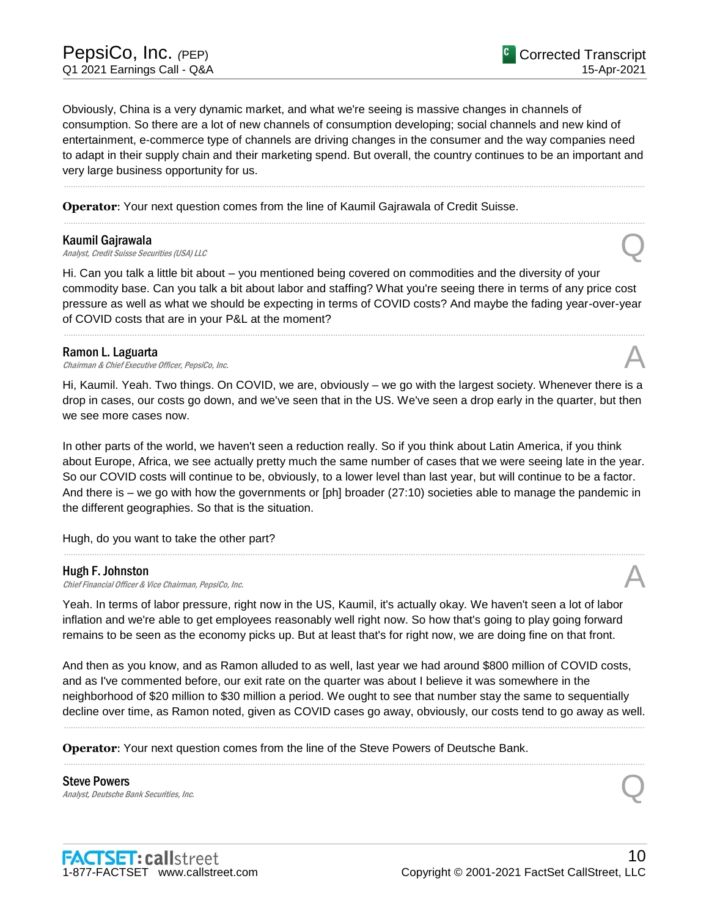Obviously, China is a very dynamic market, and what we're seeing is massive changes in channels of consumption. So there are a lot of new channels of consumption developing; social channels and new kind of entertainment, e-commerce type of channels are driving changes in the consumer and the way companies need to adapt in their supply chain and their marketing spend. But overall, the country continues to be an important and very large business opportunity for us.

---

**Operator**: Your next question comes from the line of Kaumil Gajrawala of Credit Suisse.

---

**Kaumil Gajrawala**
*Analyst, Credit Suisse Securities (USA) LLC*

Q

Hi. Can you talk a little bit about – you mentioned being covered on commodities and the diversity of your commodity base. Can you talk a bit about labor and staffing? What you're seeing there in terms of any price cost pressure as well as what we should be expecting in terms of COVID costs? And maybe the fading year-over-year of COVID costs that are in your P&L at the moment?

---

**Ramon L. Laguarta**
*Chairman & Chief Executive Officer, PepsiCo, Inc.*

A

Hi, Kaumil. Yeah. Two things. On COVID, we are, obviously – we go with the largest society. Whenever there is a drop in cases, our costs go down, and we've seen that in the US. We've seen a drop early in the quarter, but then we see more cases now.

In other parts of the world, we haven't seen a reduction really. So if you think about Latin America, if you think about Europe, Africa, we see actually pretty much the same number of cases that we were seeing late in the year. So our COVID costs will continue to be, obviously, to a lower level than last year, but will continue to be a factor. And there is – we go with how the governments or [ph] broader (27:10) societies able to manage the pandemic in the different geographies. So that is the situation.

Hugh, do you want to take the other part?

---

**Hugh F. Johnston**
*Chief Financial Officer & Vice Chairman, PepsiCo, Inc.*

A

Yeah. In terms of labor pressure, right now in the US, Kaumil, it's actually okay. We haven't seen a lot of labor inflation and we're able to get employees reasonably well right now. So how that's going to play going forward remains to be seen as the economy picks up. But at least that's for right now, we are doing fine on that front.

And then as you know, and as Ramon alluded to as well, last year we had around $800 million of COVID costs, and as I've commented before, our exit rate on the quarter was about I believe it was somewhere in the neighborhood of $20 million to $30 million a period. We ought to see that number stay the same to sequentially decline over time, as Ramon noted, given as COVID cases go away, obviously, our costs tend to go away as well.

---

**Operator**: Your next question comes from the line of the Steve Powers of Deutsche Bank.

---

**Steve Powers**
*Analyst, Deutsche Bank Securities, Inc.*

Q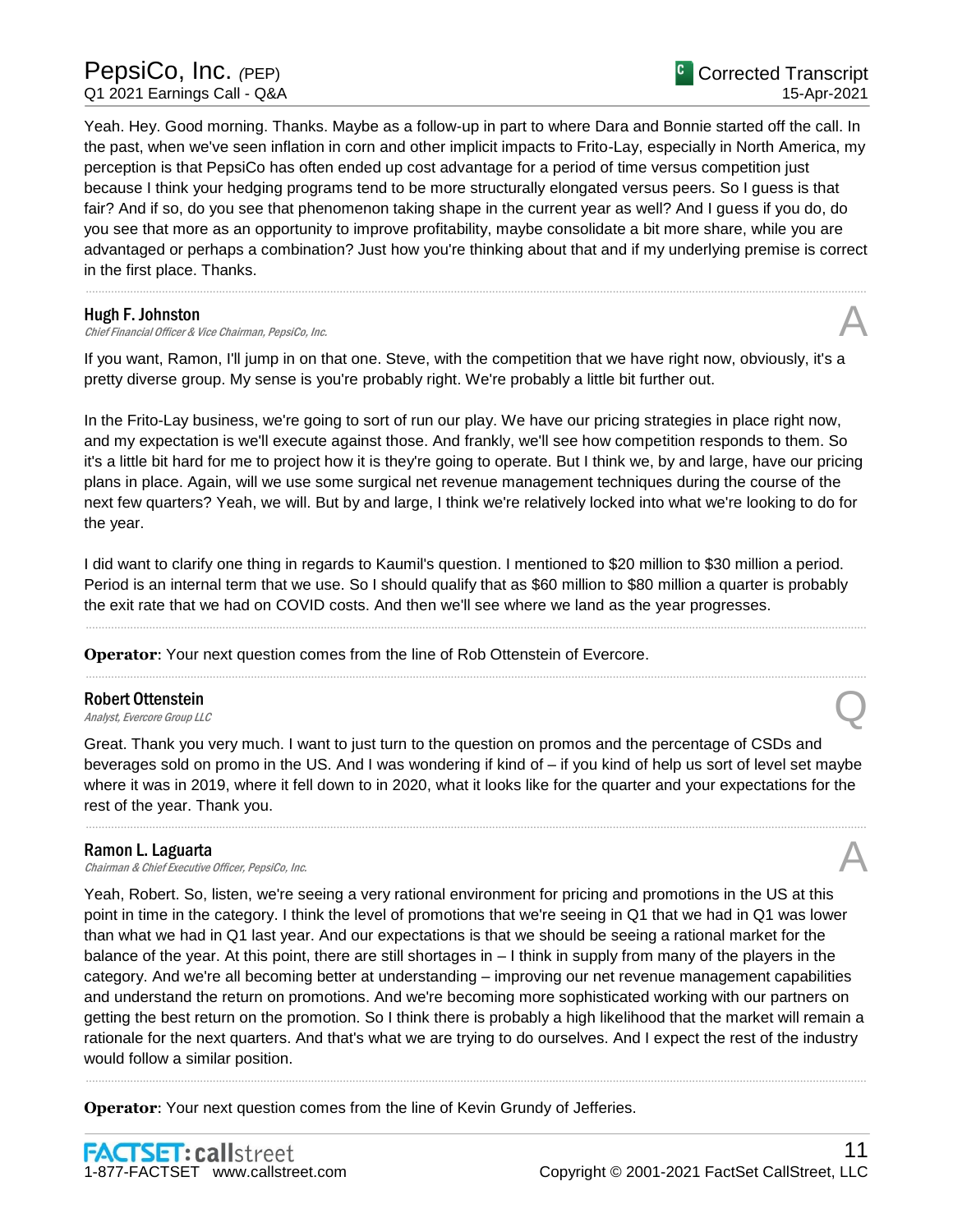Yeah. Hey. Good morning. Thanks. Maybe as a follow-up in part to where Dara and Bonnie started off the call. In the past, when we've seen inflation in corn and other implicit impacts to Frito-Lay, especially in North America, my perception is that PepsiCo has often ended up cost advantage for a period of time versus competition just because I think your hedging programs tend to be more structurally elongated versus peers. So I guess is that fair? And if so, do you see that phenomenon taking shape in the current year as well? And I guess if you do, do you see that more as an opportunity to improve profitability, maybe consolidate a bit more share, while you are advantaged or perhaps a combination? Just how you're thinking about that and if my underlying premise is correct in the first place. Thanks.

---

**Hugh F. Johnston**
*Chief Financial Officer & Vice Chairman, PepsiCo, Inc.*

A

If you want, Ramon, I'll jump in on that one. Steve, with the competition that we have right now, obviously, it's a pretty diverse group. My sense is you're probably right. We're probably a little bit further out.

In the Frito-Lay business, we're going to sort of run our play. We have our pricing strategies in place right now, and my expectation is we'll execute against those. And frankly, we'll see how competition responds to them. So it's a little bit hard for me to project how it is they're going to operate. But I think we, by and large, have our pricing plans in place. Again, will we use some surgical net revenue management techniques during the course of the next few quarters? Yeah, we will. But by and large, I think we're relatively locked into what we're looking to do for the year.

I did want to clarify one thing in regards to Kaumil's question. I mentioned to $20 million to $30 million a period. Period is an internal term that we use. So I should qualify that as $60 million to $80 million a quarter is probably the exit rate that we had on COVID costs. And then we'll see where we land as the year progresses.

---

**Operator**: Your next question comes from the line of Rob Ottenstein of Evercore.

---

**Robert Ottenstein**
*Analyst, Evercore Group LLC*

Q

Great. Thank you very much. I want to just turn to the question on promos and the percentage of CSDs and beverages sold on promo in the US. And I was wondering if kind of – if you kind of help us sort of level set maybe where it was in 2019, where it fell down to in 2020, what it looks like for the quarter and your expectations for the rest of the year. Thank you.

---

**Ramon L. Laguarta**
*Chairman & Chief Executive Officer, PepsiCo, Inc.*

A

Yeah, Robert. So, listen, we're seeing a very rational environment for pricing and promotions in the US at this point in time in the category. I think the level of promotions that we're seeing in Q1 that we had in Q1 was lower than what we had in Q1 last year. And our expectations is that we should be seeing a rational market for the balance of the year. At this point, there are still shortages in – I think in supply from many of the players in the category. And we're all becoming better at understanding – improving our net revenue management capabilities and understand the return on promotions. And we're becoming more sophisticated working with our partners on getting the best return on the promotion. So I think there is probably a high likelihood that the market will remain a rationale for the next quarters. And that's what we are trying to do ourselves. And I expect the rest of the industry would follow a similar position.

---

**Operator**: Your next question comes from the line of Kevin Grundy of Jefferies.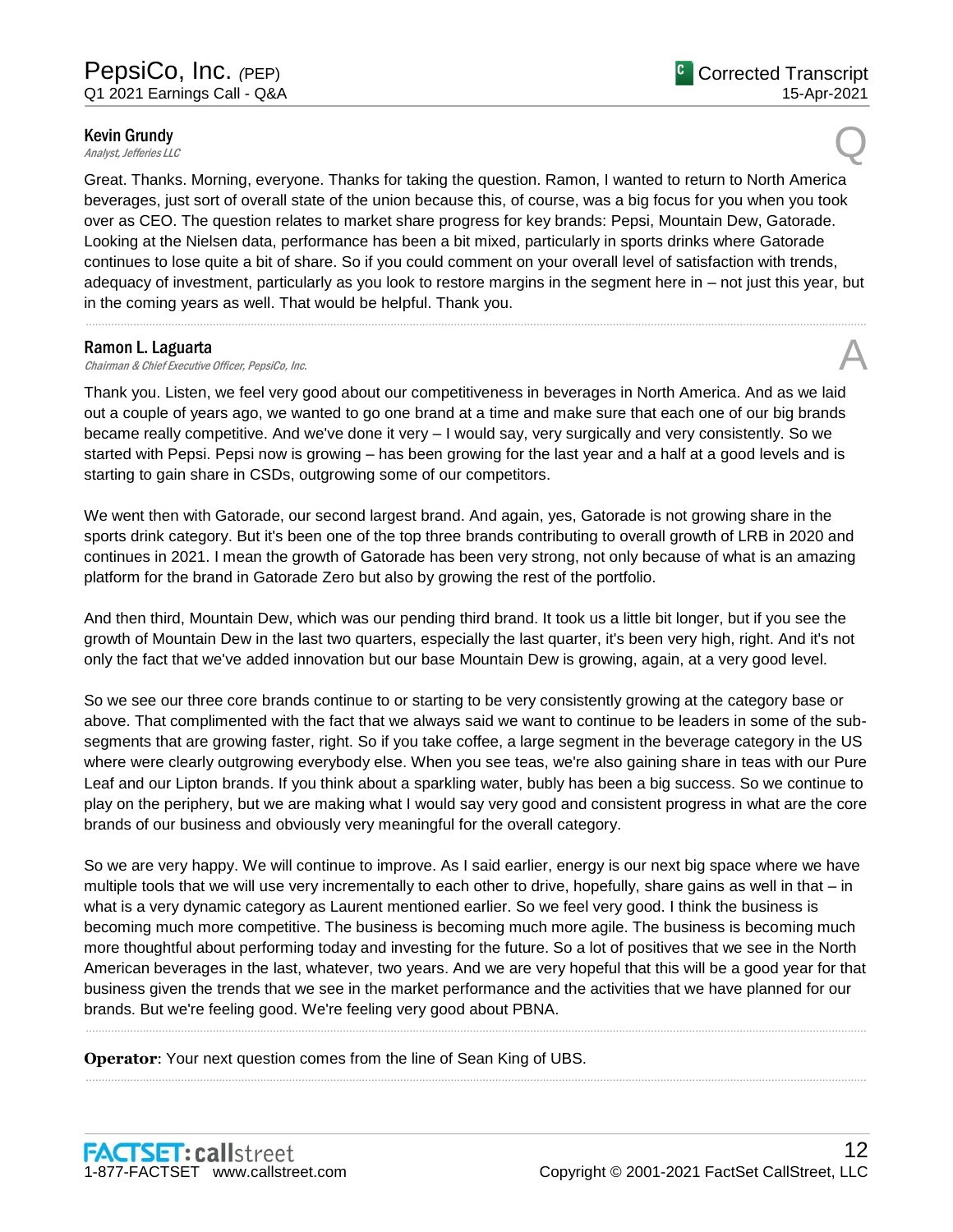**Kevin Grundy**
*Analyst, Jefferies LLC*

Q

Great. Thanks. Morning, everyone. Thanks for taking the question. Ramon, I wanted to return to North America beverages, just sort of overall state of the union because this, of course, was a big focus for you when you took over as CEO. The question relates to market share progress for key brands: Pepsi, Mountain Dew, Gatorade. Looking at the Nielsen data, performance has been a bit mixed, particularly in sports drinks where Gatorade continues to lose quite a bit of share. So if you could comment on your overall level of satisfaction with trends, adequacy of investment, particularly as you look to restore margins in the segment here in – not just this year, but in the coming years as well. That would be helpful. Thank you.

---

**Ramon L. Laguarta**
*Chairman & Chief Executive Officer, PepsiCo, Inc.*

A

Thank you. Listen, we feel very good about our competitiveness in beverages in North America. And as we laid out a couple of years ago, we wanted to go one brand at a time and make sure that each one of our big brands became really competitive. And we've done it very – I would say, very surgically and very consistently. So we started with Pepsi. Pepsi now is growing – has been growing for the last year and a half at a good levels and is starting to gain share in CSDs, outgrowing some of our competitors.

We went then with Gatorade, our second largest brand. And again, yes, Gatorade is not growing share in the sports drink category. But it's been one of the top three brands contributing to overall growth of LRB in 2020 and continues in 2021. I mean the growth of Gatorade has been very strong, not only because of what is an amazing platform for the brand in Gatorade Zero but also by growing the rest of the portfolio.

And then third, Mountain Dew, which was our pending third brand. It took us a little bit longer, but if you see the growth of Mountain Dew in the last two quarters, especially the last quarter, it's been very high, right. And it's not only the fact that we've added innovation but our base Mountain Dew is growing, again, at a very good level.

So we see our three core brands continue to or starting to be very consistently growing at the category base or above. That complimented with the fact that we always said we want to continue to be leaders in some of the sub-segments that are growing faster, right. So if you take coffee, a large segment in the beverage category in the US where were clearly outgrowing everybody else. When you see teas, we're also gaining share in teas with our Pure Leaf and our Lipton brands. If you think about a sparkling water, bubly has been a big success. So we continue to play on the periphery, but we are making what I would say very good and consistent progress in what are the core brands of our business and obviously very meaningful for the overall category.

So we are very happy. We will continue to improve. As I said earlier, energy is our next big space where we have multiple tools that we will use very incrementally to each other to drive, hopefully, share gains as well in that – in what is a very dynamic category as Laurent mentioned earlier. So we feel very good. I think the business is becoming much more competitive. The business is becoming much more agile. The business is becoming much more thoughtful about performing today and investing for the future. So a lot of positives that we see in the North American beverages in the last, whatever, two years. And we are very hopeful that this will be a good year for that business given the trends that we see in the market performance and the activities that we have planned for our brands. But we're feeling good. We're feeling very good about PBNA.

---

**Operator**: Your next question comes from the line of Sean King of UBS.

---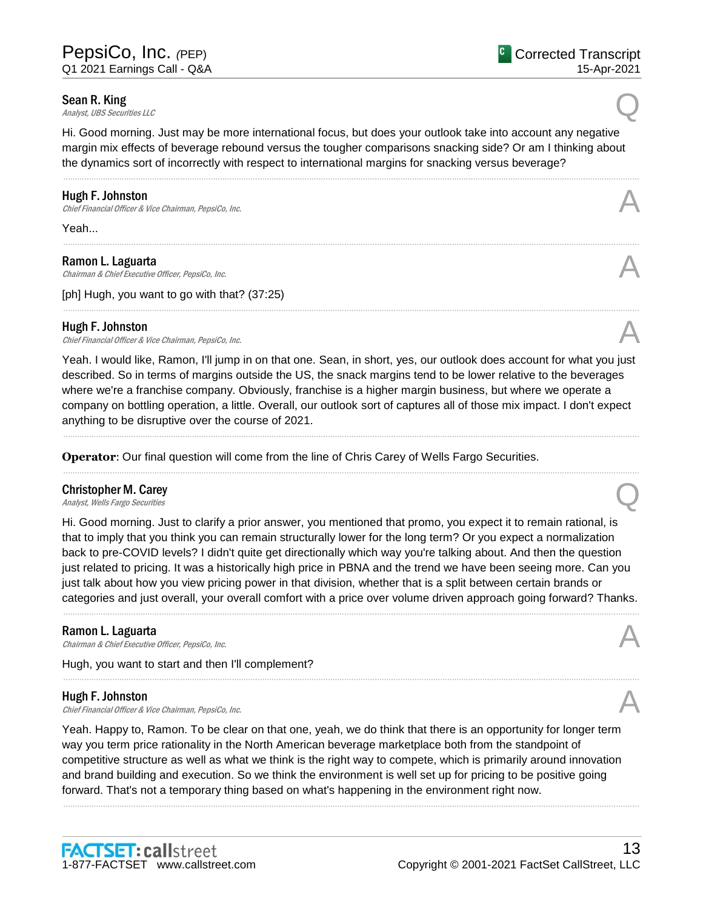**Sean R. King**
*Analyst, UBS Securities LLC*

Q

Hi. Good morning. Just may be more international focus, but does your outlook take into account any negative margin mix effects of beverage rebound versus the tougher comparisons snacking side? Or am I thinking about the dynamics sort of incorrectly with respect to international margins for snacking versus beverage?

---

**Hugh F. Johnston**
*Chief Financial Officer & Vice Chairman, PepsiCo, Inc.*

A

Yeah...

---

**Ramon L. Laguarta**
*Chairman & Chief Executive Officer, PepsiCo, Inc.*

A

[ph] Hugh, you want to go with that? (37:25)

---

**Hugh F. Johnston**
*Chief Financial Officer & Vice Chairman, PepsiCo, Inc.*

A

Yeah. I would like, Ramon, I'll jump in on that one. Sean, in short, yes, our outlook does account for what you just described. So in terms of margins outside the US, the snack margins tend to be lower relative to the beverages where we're a franchise company. Obviously, franchise is a higher margin business, but where we operate a company on bottling operation, a little. Overall, our outlook sort of captures all of those mix impact. I don't expect anything to be disruptive over the course of 2021.

---

**Operator**: Our final question will come from the line of Chris Carey of Wells Fargo Securities.

---

**Christopher M. Carey**
*Analyst, Wells Fargo Securities*

Q

Hi. Good morning. Just to clarify a prior answer, you mentioned that promo, you expect it to remain rational, is that to imply that you think you can remain structurally lower for the long term? Or you expect a normalization back to pre-COVID levels? I didn't quite get directionally which way you're talking about. And then the question just related to pricing. It was a historically high price in PBNA and the trend we have been seeing more. Can you just talk about how you view pricing power in that division, whether that is a split between certain brands or categories and just overall, your overall comfort with a price over volume driven approach going forward? Thanks.

---

**Ramon L. Laguarta**
*Chairman & Chief Executive Officer, PepsiCo, Inc.*

A

Hugh, you want to start and then I'll complement?

---

**Hugh F. Johnston**
*Chief Financial Officer & Vice Chairman, PepsiCo, Inc.*

A

Yeah. Happy to, Ramon. To be clear on that one, yeah, we do think that there is an opportunity for longer term way you term price rationality in the North American beverage marketplace both from the standpoint of competitive structure as well as what we think is the right way to compete, which is primarily around innovation and brand building and execution. So we think the environment is well set up for pricing to be positive going forward. That's not a temporary thing based on what's happening in the environment right now.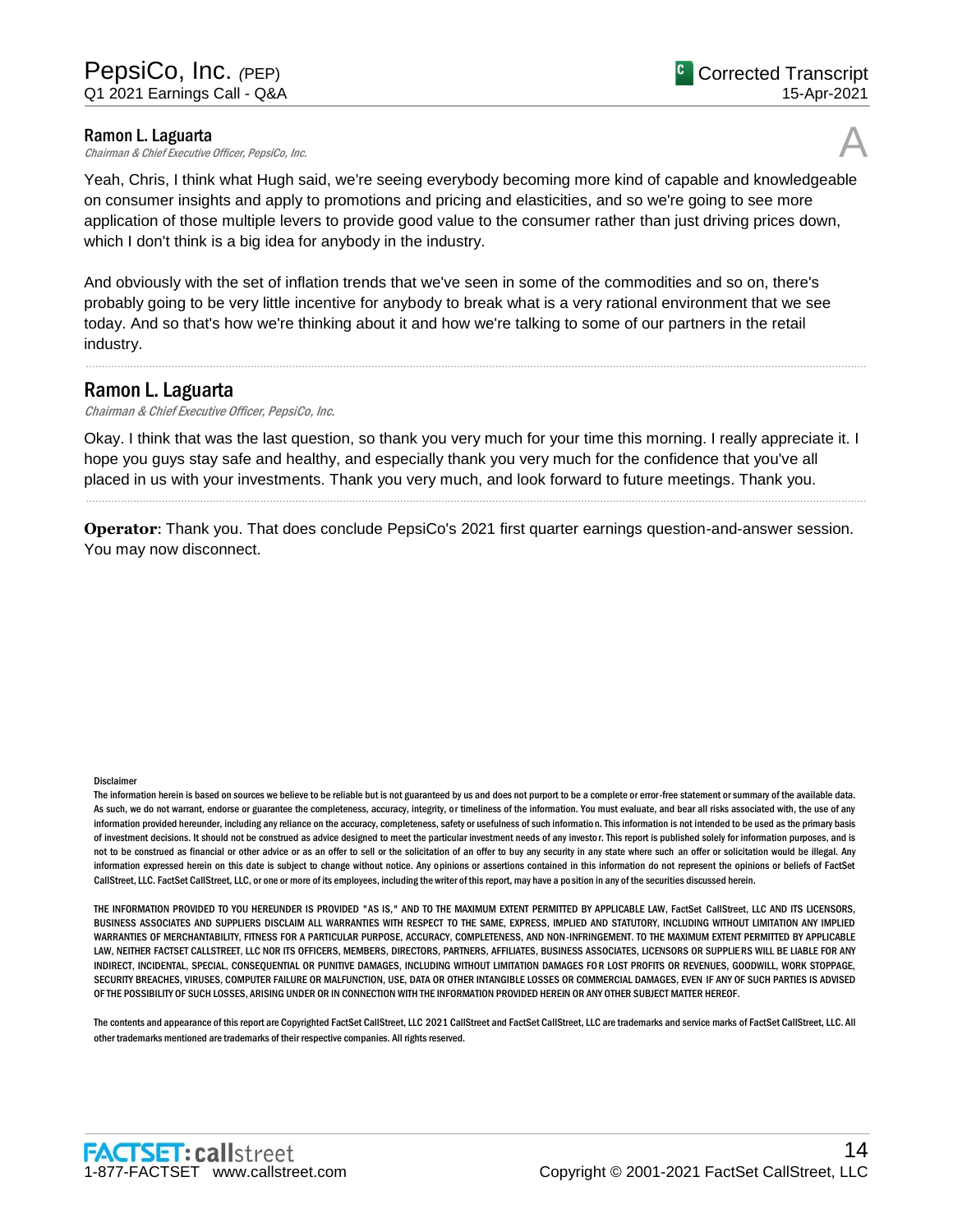**Ramon L. Laguarta**
*Chairman & Chief Executive Officer, PepsiCo, Inc.*

A

Yeah, Chris, I think what Hugh said, we're seeing everybody becoming more kind of capable and knowledgeable on consumer insights and apply to promotions and pricing and elasticities, and so we're going to see more application of those multiple levers to provide good value to the consumer rather than just driving prices down, which I don't think is a big idea for anybody in the industry.

And obviously with the set of inflation trends that we've seen in some of the commodities and so on, there's probably going to be very little incentive for anybody to break what is a very rational environment that we see today. And so that's how we're thinking about it and how we're talking to some of our partners in the retail industry.

---

## Ramon L. Laguarta

*Chairman & Chief Executive Officer, PepsiCo, Inc.*

Okay. I think that was the last question, so thank you very much for your time this morning. I really appreciate it. I hope you guys stay safe and healthy, and especially thank you very much for the confidence that you've all placed in us with your investments. Thank you very much, and look forward to future meetings. Thank you.

---

**Operator**: Thank you. That does conclude PepsiCo's 2021 first quarter earnings question-and-answer session. You may now disconnect.

Disclaimer

The information herein is based on sources we believe to be reliable but is not guaranteed by us and does not purport to be a complete or error-free statement or summary of the available data. As such, we do not warrant, endorse or guarantee the completeness, accuracy, integrity, or timeliness of the information. You must evaluate, and bear all risks associated with, the use of any information provided hereunder, including any reliance on the accuracy, completeness, safety or usefulness of such information. This information is not intended to be used as the primary basis of investment decisions. It should not be construed as advice designed to meet the particular investment needs of any investor. This report is published solely for information purposes, and is not to be construed as financial or other advice or as an offer to sell or the solicitation of an offer to buy any security in any state where such an offer or solicitation would be illegal. Any information expressed herein on this date is subject to change without notice. Any opinions or assertions contained in this information do not represent the opinions or beliefs of FactSet CallStreet, LLC. FactSet CallStreet, LLC, or one or more of its employees, including the writer of this report, may have a position in any of the securities discussed herein.

THE INFORMATION PROVIDED TO YOU HEREUNDER IS PROVIDED "AS IS," AND TO THE MAXIMUM EXTENT PERMITTED BY APPLICABLE LAW, FactSet CallStreet, LLC AND ITS LICENSORS, BUSINESS ASSOCIATES AND SUPPLIERS DISCLAIM ALL WARRANTIES WITH RESPECT TO THE SAME, EXPRESS, IMPLIED AND STATUTORY, INCLUDING WITHOUT LIMITATION ANY IMPLIED WARRANTIES OF MERCHANTABILITY, FITNESS FOR A PARTICULAR PURPOSE, ACCURACY, COMPLETENESS, AND NON-INFRINGEMENT. TO THE MAXIMUM EXTENT PERMITTED BY APPLICABLE LAW, NEITHER FACTSET CALLSTREET, LLC NOR ITS OFFICERS, MEMBERS, DIRECTORS, PARTNERS, AFFILIATES, BUSINESS ASSOCIATES, LICENSORS OR SUPPLIERS WILL BE LIABLE FOR ANY INDIRECT, INCIDENTAL, SPECIAL, CONSEQUENTIAL OR PUNITIVE DAMAGES, INCLUDING WITHOUT LIMITATION DAMAGES FOR LOST PROFITS OR REVENUES, GOODWILL, WORK STOPPAGE, SECURITY BREACHES, VIRUSES, COMPUTER FAILURE OR MALFUNCTION, USE, DATA OR OTHER INTANGIBLE LOSSES OR COMMERCIAL DAMAGES, EVEN IF ANY OF SUCH PARTIES IS ADVISED OF THE POSSIBILITY OF SUCH LOSSES, ARISING UNDER OR IN CONNECTION WITH THE INFORMATION PROVIDED HEREIN OR ANY OTHER SUBJECT MATTER HEREOF.

The contents and appearance of this report are Copyrighted FactSet CallStreet, LLC 2021 CallStreet and FactSet CallStreet, LLC are trademarks and service marks of FactSet CallStreet, LLC. All other trademarks mentioned are trademarks of their respective companies. All rights reserved.